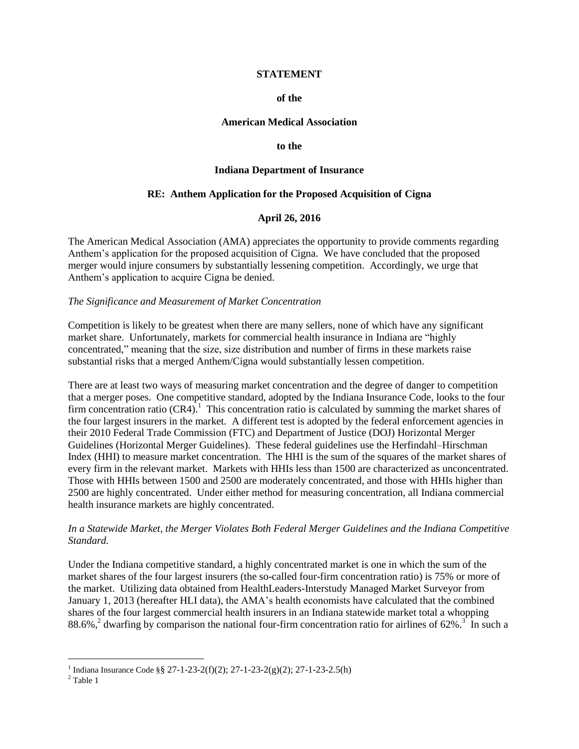**STATEMENT**

**of the**

**American Medical Association**

**to the**

**Indiana Department of Insurance**

**RE: Anthem Application for the Proposed Acquisition of Cigna**

**April 26, 2016**

The American Medical Association (AMA) appreciates the opportunity to provide comments regarding Anthem's application for the proposed acquisition of Cigna. We have concluded that the proposed merger would injure consumers by substantially lessening competition. Accordingly, we urge that Anthem's application to acquire Cigna be denied.

*The Significance and Measurement of Market Concentration*

Competition is likely to be greatest when there are many sellers, none of which have any significant market share. Unfortunately, markets for commercial health insurance in Indiana are "highly concentrated," meaning that the size, size distribution and number of firms in these markets raise substantial risks that a merged Anthem/Cigna would substantially lessen competition.

There are at least two ways of measuring market concentration and the degree of danger to competition that a merger poses. One competitive standard, adopted by the Indiana Insurance Code, looks to the four firm concentration ratio (CR4).[1] This concentration ratio is calculated by summing the market shares of the four largest insurers in the market. A different test is adopted by the federal enforcement agencies in their 2010 Federal Trade Commission (FTC) and Department of Justice (DOJ) Horizontal Merger Guidelines (Horizontal Merger Guidelines). These federal guidelines use the Herfindahl–Hirschman Index (HHI) to measure market concentration. The HHI is the sum of the squares of the market shares of every firm in the relevant market. Markets with HHIs less than 1500 are characterized as unconcentrated. Those with HHIs between 1500 and 2500 are moderately concentrated, and those with HHIs higher than 2500 are highly concentrated. Under either method for measuring concentration, all Indiana commercial health insurance markets are highly concentrated.

*In a Statewide Market, the Merger Violates Both Federal Merger Guidelines and the Indiana Competitive Standard.*

Under the Indiana competitive standard, a highly concentrated market is one in which the sum of the market shares of the four largest insurers (the so-called four-firm concentration ratio) is 75% or more of the market. Utilizing data obtained from HealthLeaders-Interstudy Managed Market Surveyor from January 1, 2013 (hereafter HLI data), the AMA's health economists have calculated that the combined shares of the four largest commercial health insurers in an Indiana statewide market total a whopping 88.6%,[2] dwarfing by comparison the national four-firm concentration ratio for airlines of 62%.[3] In such a

[1] Indiana Insurance Code §§ 27-1-23-2(f)(2); 27-1-23-2(g)(2); 27-1-23-2.5(h)

[2] Table 1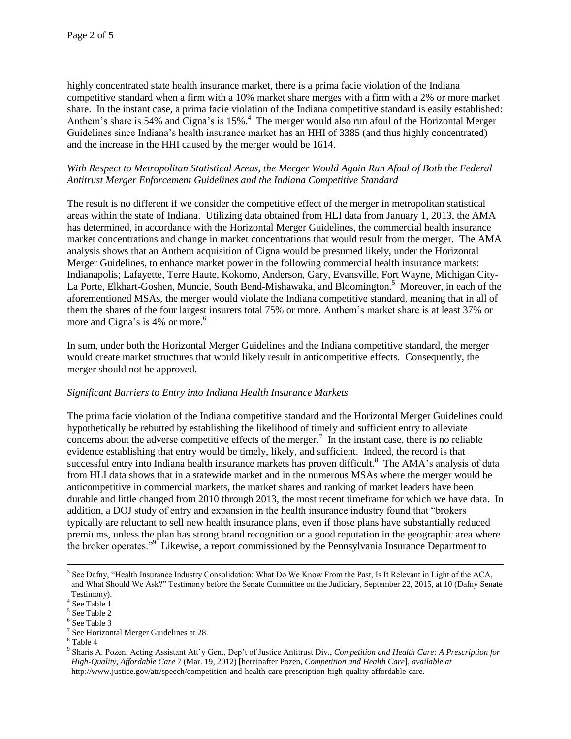highly concentrated state health insurance market, there is a prima facie violation of the Indiana competitive standard when a firm with a 10% market share merges with a firm with a 2% or more market share. In the instant case, a prima facie violation of the Indiana competitive standard is easily established: Anthem's share is 54% and Cigna's is 15%.[4] The merger would also run afoul of the Horizontal Merger Guidelines since Indiana's health insurance market has an HHI of 3385 (and thus highly concentrated) and the increase in the HHI caused by the merger would be 1614.

*With Respect to Metropolitan Statistical Areas, the Merger Would Again Run Afoul of Both the Federal Antitrust Merger Enforcement Guidelines and the Indiana Competitive Standard*

The result is no different if we consider the competitive effect of the merger in metropolitan statistical areas within the state of Indiana. Utilizing data obtained from HLI data from January 1, 2013, the AMA has determined, in accordance with the Horizontal Merger Guidelines, the commercial health insurance market concentrations and change in market concentrations that would result from the merger. The AMA analysis shows that an Anthem acquisition of Cigna would be presumed likely, under the Horizontal Merger Guidelines, to enhance market power in the following commercial health insurance markets: Indianapolis; Lafayette, Terre Haute, Kokomo, Anderson, Gary, Evansville, Fort Wayne, Michigan City-La Porte, Elkhart-Goshen, Muncie, South Bend-Mishawaka, and Bloomington.[5] Moreover, in each of the aforementioned MSAs, the merger would violate the Indiana competitive standard, meaning that in all of them the shares of the four largest insurers total 75% or more. Anthem's market share is at least 37% or more and Cigna's is 4% or more.[6]

In sum, under both the Horizontal Merger Guidelines and the Indiana competitive standard, the merger would create market structures that would likely result in anticompetitive effects. Consequently, the merger should not be approved.

*Significant Barriers to Entry into Indiana Health Insurance Markets*

The prima facie violation of the Indiana competitive standard and the Horizontal Merger Guidelines could hypothetically be rebutted by establishing the likelihood of timely and sufficient entry to alleviate concerns about the adverse competitive effects of the merger.[7] In the instant case, there is no reliable evidence establishing that entry would be timely, likely, and sufficient. Indeed, the record is that successful entry into Indiana health insurance markets has proven difficult.[8] The AMA's analysis of data from HLI data shows that in a statewide market and in the numerous MSAs where the merger would be anticompetitive in commercial markets, the market shares and ranking of market leaders have been durable and little changed from 2010 through 2013, the most recent timeframe for which we have data. In addition, a DOJ study of entry and expansion in the health insurance industry found that "brokers typically are reluctant to sell new health insurance plans, even if those plans have substantially reduced premiums, unless the plan has strong brand recognition or a good reputation in the geographic area where the broker operates."[9] Likewise, a report commissioned by the Pennsylvania Insurance Department to

---

[3] See Dafny, "Health Insurance Industry Consolidation: What Do We Know From the Past, Is It Relevant in Light of the ACA, and What Should We Ask?" Testimony before the Senate Committee on the Judiciary, September 22, 2015, at 10 (Dafny Senate Testimony).

[4] See Table 1

[5] See Table 2

[6] See Table 3

[7] See Horizontal Merger Guidelines at 28.

[8] Table 4

[9] Sharis A. Pozen, Acting Assistant Att'y Gen., Dep't of Justice Antitrust Div., *Competition and Health Care: A Prescription for High-Quality, Affordable Care* 7 (Mar. 19, 2012) [hereinafter Pozen, *Competition and Health Care*], *available at* http://www.justice.gov/atr/speech/competition-and-health-care-prescription-high-quality-affordable-care.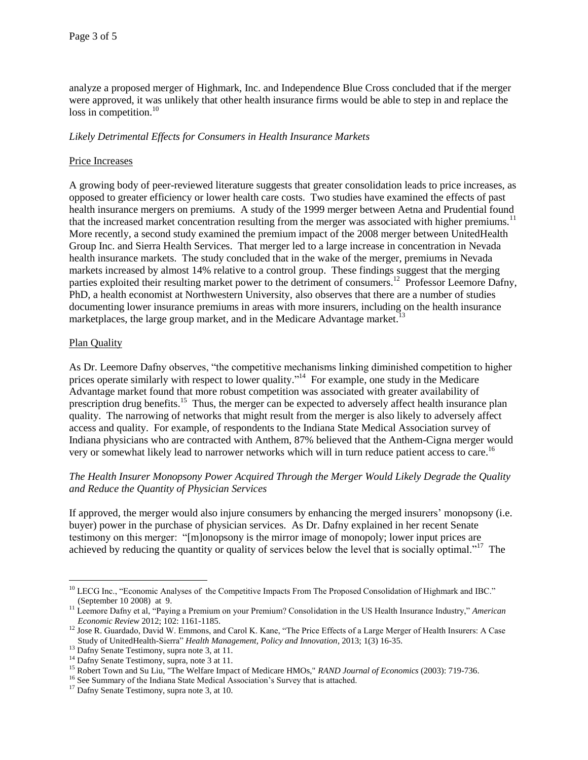analyze a proposed merger of Highmark, Inc. and Independence Blue Cross concluded that if the merger were approved, it was unlikely that other health insurance firms would be able to step in and replace the loss in competition.[10]

*Likely Detrimental Effects for Consumers in Health Insurance Markets*

Price Increases

A growing body of peer-reviewed literature suggests that greater consolidation leads to price increases, as opposed to greater efficiency or lower health care costs. Two studies have examined the effects of past health insurance mergers on premiums. A study of the 1999 merger between Aetna and Prudential found that the increased market concentration resulting from the merger was associated with higher premiums.[11] More recently, a second study examined the premium impact of the 2008 merger between UnitedHealth Group Inc. and Sierra Health Services. That merger led to a large increase in concentration in Nevada health insurance markets. The study concluded that in the wake of the merger, premiums in Nevada markets increased by almost 14% relative to a control group. These findings suggest that the merging parties exploited their resulting market power to the detriment of consumers.[12] Professor Leemore Dafny, PhD, a health economist at Northwestern University, also observes that there are a number of studies documenting lower insurance premiums in areas with more insurers, including on the health insurance marketplaces, the large group market, and in the Medicare Advantage market.[13]

Plan Quality

As Dr. Leemore Dafny observes, "the competitive mechanisms linking diminished competition to higher prices operate similarly with respect to lower quality."[14] For example, one study in the Medicare Advantage market found that more robust competition was associated with greater availability of prescription drug benefits.[15] Thus, the merger can be expected to adversely affect health insurance plan quality. The narrowing of networks that might result from the merger is also likely to adversely affect access and quality. For example, of respondents to the Indiana State Medical Association survey of Indiana physicians who are contracted with Anthem, 87% believed that the Anthem-Cigna merger would very or somewhat likely lead to narrower networks which will in turn reduce patient access to care.[16]

*The Health Insurer Monopsony Power Acquired Through the Merger Would Likely Degrade the Quality and Reduce the Quantity of Physician Services*

If approved, the merger would also injure consumers by enhancing the merged insurers' monopsony (i.e. buyer) power in the purchase of physician services. As Dr. Dafny explained in her recent Senate testimony on this merger: "[m]onopsony is the mirror image of monopoly; lower input prices are achieved by reducing the quantity or quality of services below the level that is socially optimal."[17] The

---

[10] LECG Inc., "Economic Analyses of the Competitive Impacts From The Proposed Consolidation of Highmark and IBC." (September 10 2008) at 9.

[11] Leemore Dafny et al, "Paying a Premium on your Premium? Consolidation in the US Health Insurance Industry," *American Economic Review* 2012; 102: 1161-1185.

[12] Jose R. Guardado, David W. Emmons, and Carol K. Kane, "The Price Effects of a Large Merger of Health Insurers: A Case Study of UnitedHealth-Sierra" *Health Management, Policy and Innovation*, 2013; 1(3) 16-35.

[13] Dafny Senate Testimony, supra note 3, at 11.

[14] Dafny Senate Testimony, supra, note 3 at 11.

[15] Robert Town and Su Liu, "The Welfare Impact of Medicare HMOs," *RAND Journal of Economics* (2003): 719-736.

[16] See Summary of the Indiana State Medical Association's Survey that is attached.

[17] Dafny Senate Testimony, supra note 3, at 10.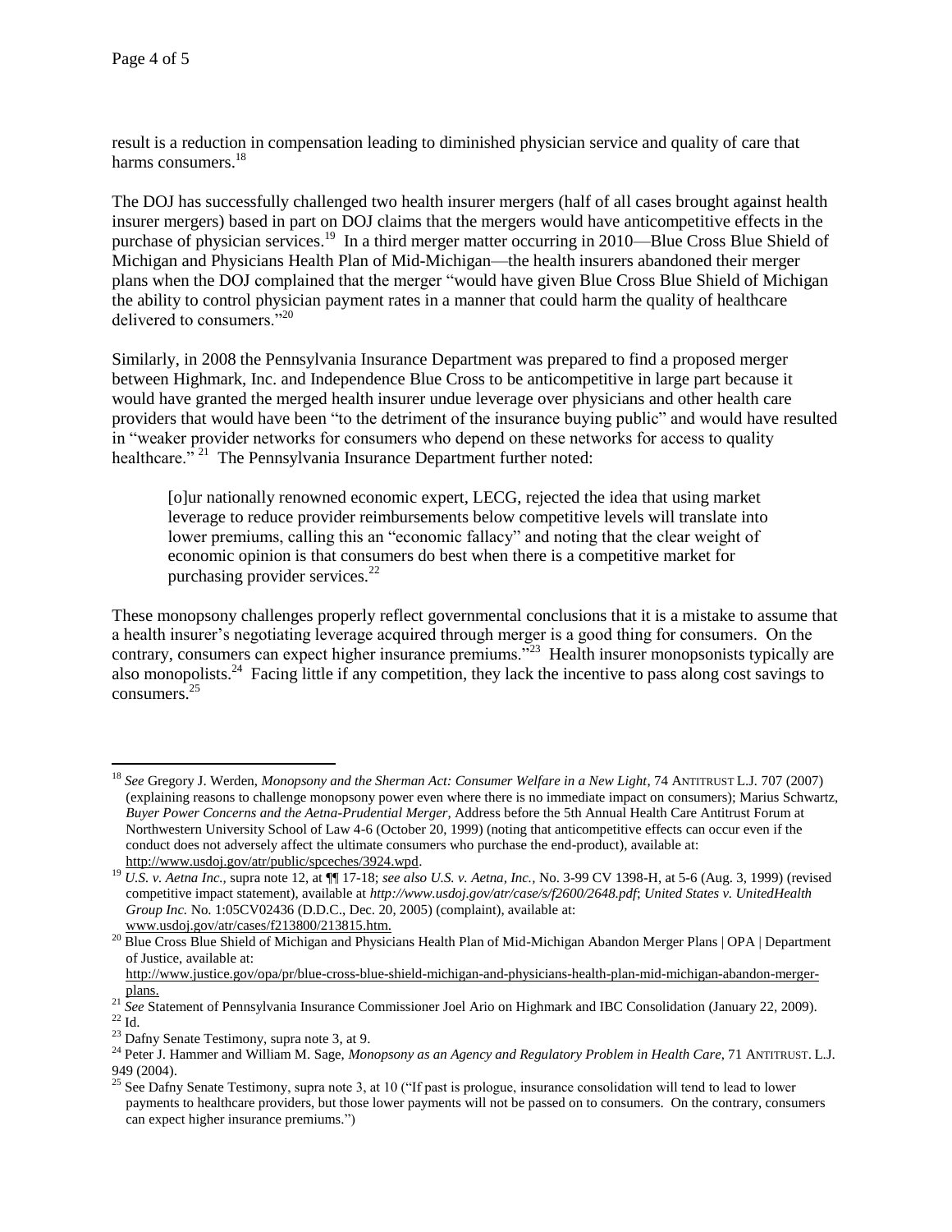result is a reduction in compensation leading to diminished physician service and quality of care that harms consumers.[18]

The DOJ has successfully challenged two health insurer mergers (half of all cases brought against health insurer mergers) based in part on DOJ claims that the mergers would have anticompetitive effects in the purchase of physician services.[19] In a third merger matter occurring in 2010—Blue Cross Blue Shield of Michigan and Physicians Health Plan of Mid-Michigan—the health insurers abandoned their merger plans when the DOJ complained that the merger "would have given Blue Cross Blue Shield of Michigan the ability to control physician payment rates in a manner that could harm the quality of healthcare delivered to consumers."[20]

Similarly, in 2008 the Pennsylvania Insurance Department was prepared to find a proposed merger between Highmark, Inc. and Independence Blue Cross to be anticompetitive in large part because it would have granted the merged health insurer undue leverage over physicians and other health care providers that would have been "to the detriment of the insurance buying public" and would have resulted in "weaker provider networks for consumers who depend on these networks for access to quality healthcare."[21] The Pennsylvania Insurance Department further noted:

> [o]ur nationally renowned economic expert, LECG, rejected the idea that using market leverage to reduce provider reimbursements below competitive levels will translate into lower premiums, calling this an "economic fallacy" and noting that the clear weight of economic opinion is that consumers do best when there is a competitive market for purchasing provider services.[22]

These monopsony challenges properly reflect governmental conclusions that it is a mistake to assume that a health insurer's negotiating leverage acquired through merger is a good thing for consumers. On the contrary, consumers can expect higher insurance premiums."[23] Health insurer monopsonists typically are also monopolists.[24] Facing little if any competition, they lack the incentive to pass along cost savings to consumers.[25]

---

[18] *See* Gregory J. Werden, *Monopsony and the Sherman Act: Consumer Welfare in a New Light*, 74 ANTITRUST L.J. 707 (2007) (explaining reasons to challenge monopsony power even where there is no immediate impact on consumers); Marius Schwartz, *Buyer Power Concerns and the Aetna-Prudential Merger*, Address before the 5th Annual Health Care Antitrust Forum at Northwestern University School of Law 4-6 (October 20, 1999) (noting that anticompetitive effects can occur even if the conduct does not adversely affect the ultimate consumers who purchase the end-product), available at: http://www.usdoj.gov/atr/public/spceches/3924.wpd.

[19] *U.S. v. Aetna Inc.*, supra note 12, at ¶¶ 17-18; *see also U.S. v. Aetna, Inc.*, No. 3-99 CV 1398-H, at 5-6 (Aug. 3, 1999) (revised competitive impact statement), available at *http://www.usdoj.gov/atr/case/s/f2600/2648.pdf*; *United States v. UnitedHealth Group Inc.* No. 1:05CV02436 (D.D.C., Dec. 20, 2005) (complaint), available at: www.usdoj.gov/atr/cases/f213800/213815.htm.

[20] Blue Cross Blue Shield of Michigan and Physicians Health Plan of Mid-Michigan Abandon Merger Plans | OPA | Department of Justice, available at: http://www.justice.gov/opa/pr/blue-cross-blue-shield-michigan-and-physicians-health-plan-mid-michigan-abandon-merger-plans.

[21] *See* Statement of Pennsylvania Insurance Commissioner Joel Ario on Highmark and IBC Consolidation (January 22, 2009).

[22] Id.

[23] Dafny Senate Testimony, supra note 3, at 9.

[24] Peter J. Hammer and William M. Sage, *Monopsony as an Agency and Regulatory Problem in Health Care*, 71 ANTITRUST. L.J. 949 (2004).

[25] See Dafny Senate Testimony, supra note 3, at 10 ("If past is prologue, insurance consolidation will tend to lead to lower payments to healthcare providers, but those lower payments will not be passed on to consumers. On the contrary, consumers can expect higher insurance premiums.")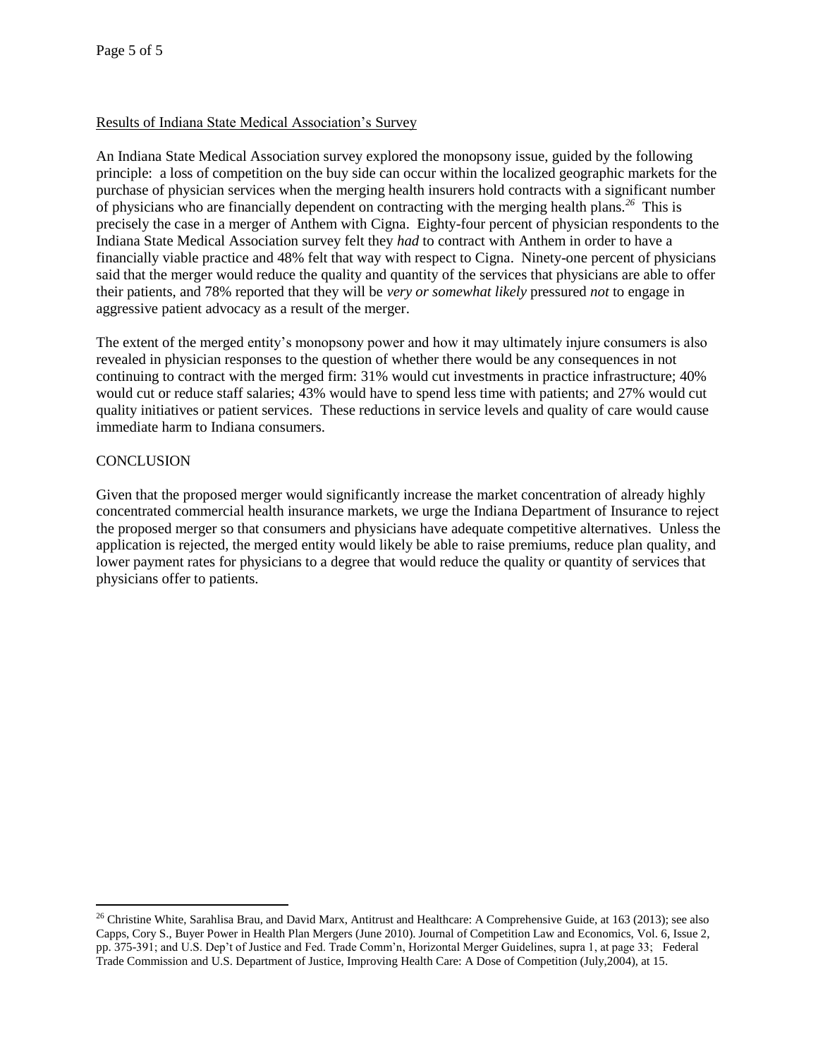## Results of Indiana State Medical Association's Survey

An Indiana State Medical Association survey explored the monopsony issue, guided by the following principle: a loss of competition on the buy side can occur within the localized geographic markets for the purchase of physician services when the merging health insurers hold contracts with a significant number of physicians who are financially dependent on contracting with the merging health plans.[26] This is precisely the case in a merger of Anthem with Cigna. Eighty-four percent of physician respondents to the Indiana State Medical Association survey felt they *had* to contract with Anthem in order to have a financially viable practice and 48% felt that way with respect to Cigna. Ninety-one percent of physicians said that the merger would reduce the quality and quantity of the services that physicians are able to offer their patients, and 78% reported that they will be *very or somewhat likely* pressured *not* to engage in aggressive patient advocacy as a result of the merger.

The extent of the merged entity's monopsony power and how it may ultimately injure consumers is also revealed in physician responses to the question of whether there would be any consequences in not continuing to contract with the merged firm: 31% would cut investments in practice infrastructure; 40% would cut or reduce staff salaries; 43% would have to spend less time with patients; and 27% would cut quality initiatives or patient services. These reductions in service levels and quality of care would cause immediate harm to Indiana consumers.

## CONCLUSION

Given that the proposed merger would significantly increase the market concentration of already highly concentrated commercial health insurance markets, we urge the Indiana Department of Insurance to reject the proposed merger so that consumers and physicians have adequate competitive alternatives. Unless the application is rejected, the merged entity would likely be able to raise premiums, reduce plan quality, and lower payment rates for physicians to a degree that would reduce the quality or quantity of services that physicians offer to patients.

---

[26] Christine White, Sarahlisa Brau, and David Marx, Antitrust and Healthcare: A Comprehensive Guide, at 163 (2013); see also Capps, Cory S., Buyer Power in Health Plan Mergers (June 2010). Journal of Competition Law and Economics, Vol. 6, Issue 2, pp. 375-391; and U.S. Dep't of Justice and Fed. Trade Comm'n, Horizontal Merger Guidelines, supra 1, at page 33; Federal Trade Commission and U.S. Department of Justice, Improving Health Care: A Dose of Competition (July,2004), at 15.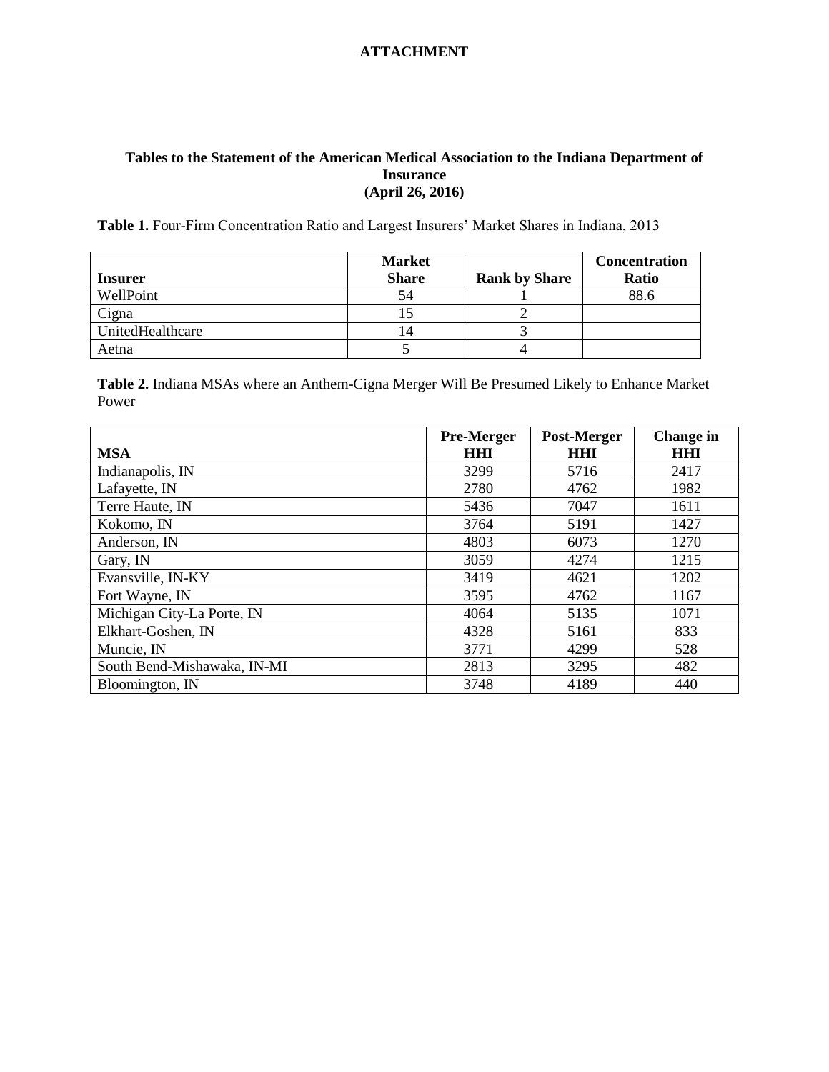# ATTACHMENT

**Tables to the Statement of the American Medical Association to the Indiana Department of Insurance**
**(April 26, 2016)**

**Table 1.** Four-Firm Concentration Ratio and Largest Insurers' Market Shares in Indiana, 2013

| Insurer | Market Share | Rank by Share | Concentration Ratio |
|---|---|---|---|
| WellPoint | 54 | 1 | 88.6 |
| Cigna | 15 | 2 | |
| UnitedHealthcare | 14 | 3 | |
| Aetna | 5 | 4 | |

**Table 2.** Indiana MSAs where an Anthem-Cigna Merger Will Be Presumed Likely to Enhance Market Power

| MSA | Pre-Merger HHI | Post-Merger HHI | Change in HHI |
|---|---|---|---|
| Indianapolis, IN | 3299 | 5716 | 2417 |
| Lafayette, IN | 2780 | 4762 | 1982 |
| Terre Haute, IN | 5436 | 7047 | 1611 |
| Kokomo, IN | 3764 | 5191 | 1427 |
| Anderson, IN | 4803 | 6073 | 1270 |
| Gary, IN | 3059 | 4274 | 1215 |
| Evansville, IN-KY | 3419 | 4621 | 1202 |
| Fort Wayne, IN | 3595 | 4762 | 1167 |
| Michigan City-La Porte, IN | 4064 | 5135 | 1071 |
| Elkhart-Goshen, IN | 4328 | 5161 | 833 |
| Muncie, IN | 3771 | 4299 | 528 |
| South Bend-Mishawaka, IN-MI | 2813 | 3295 | 482 |
| Bloomington, IN | 3748 | 4189 | 440 |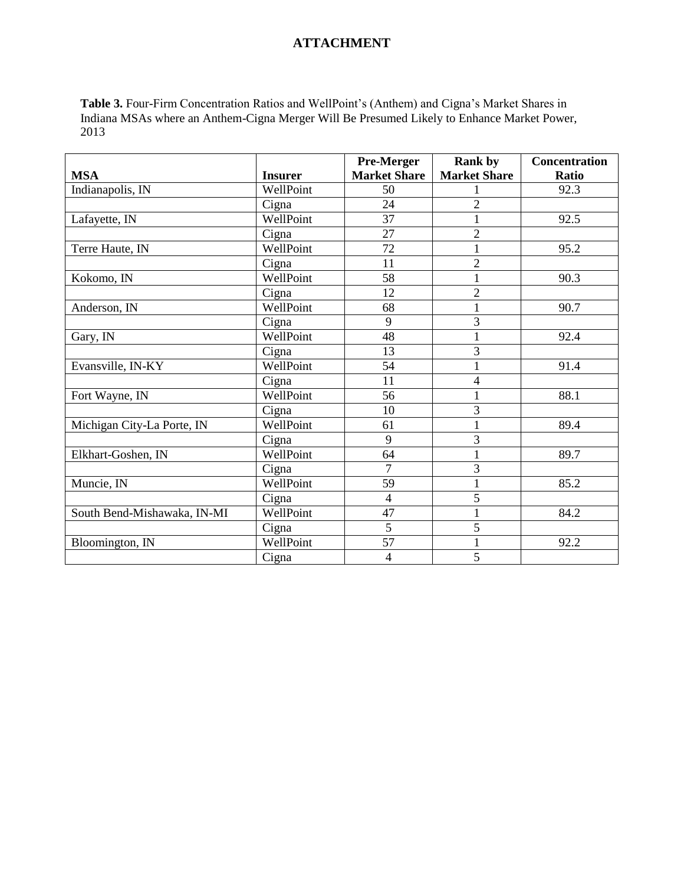## ATTACHMENT

**Table 3.** Four-Firm Concentration Ratios and WellPoint's (Anthem) and Cigna's Market Shares in Indiana MSAs where an Anthem-Cigna Merger Will Be Presumed Likely to Enhance Market Power, 2013

| MSA | Insurer | Pre-Merger Market Share | Rank by Market Share | Concentration Ratio |
|---|---|---|---|---|
| Indianapolis, IN | WellPoint | 50 | 1 | 92.3 |
| | Cigna | 24 | 2 | |
| Lafayette, IN | WellPoint | 37 | 1 | 92.5 |
| | Cigna | 27 | 2 | |
| Terre Haute, IN | WellPoint | 72 | 1 | 95.2 |
| | Cigna | 11 | 2 | |
| Kokomo, IN | WellPoint | 58 | 1 | 90.3 |
| | Cigna | 12 | 2 | |
| Anderson, IN | WellPoint | 68 | 1 | 90.7 |
| | Cigna | 9 | 3 | |
| Gary, IN | WellPoint | 48 | 1 | 92.4 |
| | Cigna | 13 | 3 | |
| Evansville, IN-KY | WellPoint | 54 | 1 | 91.4 |
| | Cigna | 11 | 4 | |
| Fort Wayne, IN | WellPoint | 56 | 1 | 88.1 |
| | Cigna | 10 | 3 | |
| Michigan City-La Porte, IN | WellPoint | 61 | 1 | 89.4 |
| | Cigna | 9 | 3 | |
| Elkhart-Goshen, IN | WellPoint | 64 | 1 | 89.7 |
| | Cigna | 7 | 3 | |
| Muncie, IN | WellPoint | 59 | 1 | 85.2 |
| | Cigna | 4 | 5 | |
| South Bend-Mishawaka, IN-MI | WellPoint | 47 | 1 | 84.2 |
| | Cigna | 5 | 5 | |
| Bloomington, IN | WellPoint | 57 | 1 | 92.2 |
| | Cigna | 4 | 5 | |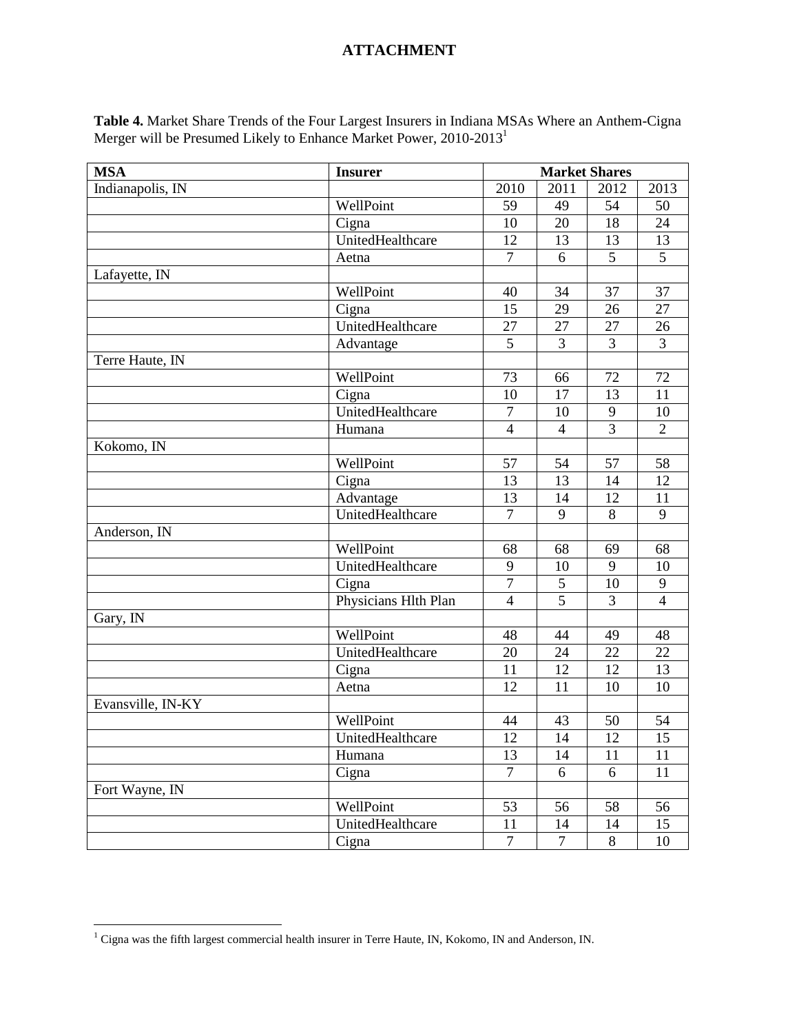## ATTACHMENT

**Table 4.** Market Share Trends of the Four Largest Insurers in Indiana MSAs Where an Anthem-Cigna Merger will be Presumed Likely to Enhance Market Power, 2010-2013[1]

| MSA | Insurer | Market Shares | | | |
|---|---|---|---|---|---|
| Indianapolis, IN | | 2010 | 2011 | 2012 | 2013 |
| | WellPoint | 59 | 49 | 54 | 50 |
| | Cigna | 10 | 20 | 18 | 24 |
| | UnitedHealthcare | 12 | 13 | 13 | 13 |
| | Aetna | 7 | 6 | 5 | 5 |
| Lafayette, IN | | | | | |
| | WellPoint | 40 | 34 | 37 | 37 |
| | Cigna | 15 | 29 | 26 | 27 |
| | UnitedHealthcare | 27 | 27 | 27 | 26 |
| | Advantage | 5 | 3 | 3 | 3 |
| Terre Haute, IN | | | | | |
| | WellPoint | 73 | 66 | 72 | 72 |
| | Cigna | 10 | 17 | 13 | 11 |
| | UnitedHealthcare | 7 | 10 | 9 | 10 |
| | Humana | 4 | 4 | 3 | 2 |
| Kokomo, IN | | | | | |
| | WellPoint | 57 | 54 | 57 | 58 |
| | Cigna | 13 | 13 | 14 | 12 |
| | Advantage | 13 | 14 | 12 | 11 |
| | UnitedHealthcare | 7 | 9 | 8 | 9 |
| Anderson, IN | | | | | |
| | WellPoint | 68 | 68 | 69 | 68 |
| | UnitedHealthcare | 9 | 10 | 9 | 10 |
| | Cigna | 7 | 5 | 10 | 9 |
| | Physicians Hlth Plan | 4 | 5 | 3 | 4 |
| Gary, IN | | | | | |
| | WellPoint | 48 | 44 | 49 | 48 |
| | UnitedHealthcare | 20 | 24 | 22 | 22 |
| | Cigna | 11 | 12 | 12 | 13 |
| | Aetna | 12 | 11 | 10 | 10 |
| Evansville, IN-KY | | | | | |
| | WellPoint | 44 | 43 | 50 | 54 |
| | UnitedHealthcare | 12 | 14 | 12 | 15 |
| | Humana | 13 | 14 | 11 | 11 |
| | Cigna | 7 | 6 | 6 | 11 |
| Fort Wayne, IN | | | | | |
| | WellPoint | 53 | 56 | 58 | 56 |
| | UnitedHealthcare | 11 | 14 | 14 | 15 |
| | Cigna | 7 | 7 | 8 | 10 |

[1] Cigna was the fifth largest commercial health insurer in Terre Haute, IN, Kokomo, IN and Anderson, IN.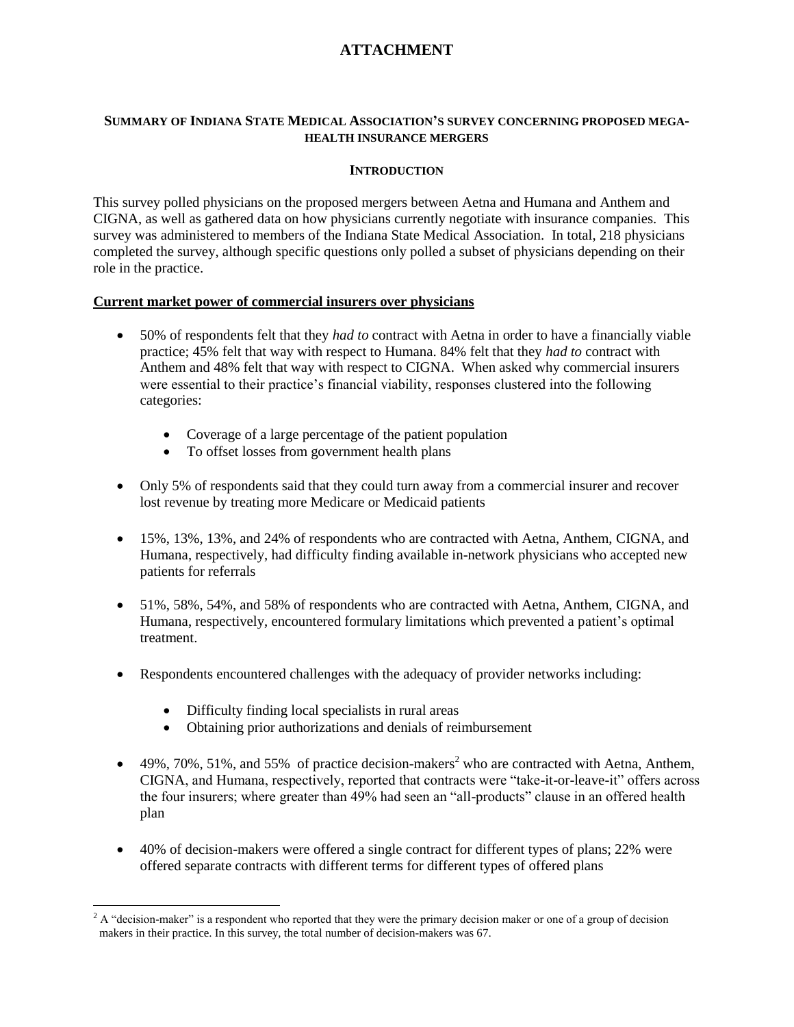# ATTACHMENT

**SUMMARY OF INDIANA STATE MEDICAL ASSOCIATION'S SURVEY CONCERNING PROPOSED MEGA-HEALTH INSURANCE MERGERS**

**INTRODUCTION**

This survey polled physicians on the proposed mergers between Aetna and Humana and Anthem and CIGNA, as well as gathered data on how physicians currently negotiate with insurance companies. This survey was administered to members of the Indiana State Medical Association. In total, 218 physicians completed the survey, although specific questions only polled a subset of physicians depending on their role in the practice.

**Current market power of commercial insurers over physicians**

- 50% of respondents felt that they *had to* contract with Aetna in order to have a financially viable practice; 45% felt that way with respect to Humana. 84% felt that they *had to* contract with Anthem and 48% felt that way with respect to CIGNA. When asked why commercial insurers were essential to their practice's financial viability, responses clustered into the following categories:
    - Coverage of a large percentage of the patient population
    - To offset losses from government health plans
- Only 5% of respondents said that they could turn away from a commercial insurer and recover lost revenue by treating more Medicare or Medicaid patients
- 15%, 13%, 13%, and 24% of respondents who are contracted with Aetna, Anthem, CIGNA, and Humana, respectively, had difficulty finding available in-network physicians who accepted new patients for referrals
- 51%, 58%, 54%, and 58% of respondents who are contracted with Aetna, Anthem, CIGNA, and Humana, respectively, encountered formulary limitations which prevented a patient's optimal treatment.
- Respondents encountered challenges with the adequacy of provider networks including:
    - Difficulty finding local specialists in rural areas
    - Obtaining prior authorizations and denials of reimbursement
- 49%, 70%, 51%, and 55% of practice decision-makers[2] who are contracted with Aetna, Anthem, CIGNA, and Humana, respectively, reported that contracts were "take-it-or-leave-it" offers across the four insurers; where greater than 49% had seen an "all-products" clause in an offered health plan
- 40% of decision-makers were offered a single contract for different types of plans; 22% were offered separate contracts with different terms for different types of offered plans

[2] A "decision-maker" is a respondent who reported that they were the primary decision maker or one of a group of decision makers in their practice. In this survey, the total number of decision-makers was 67.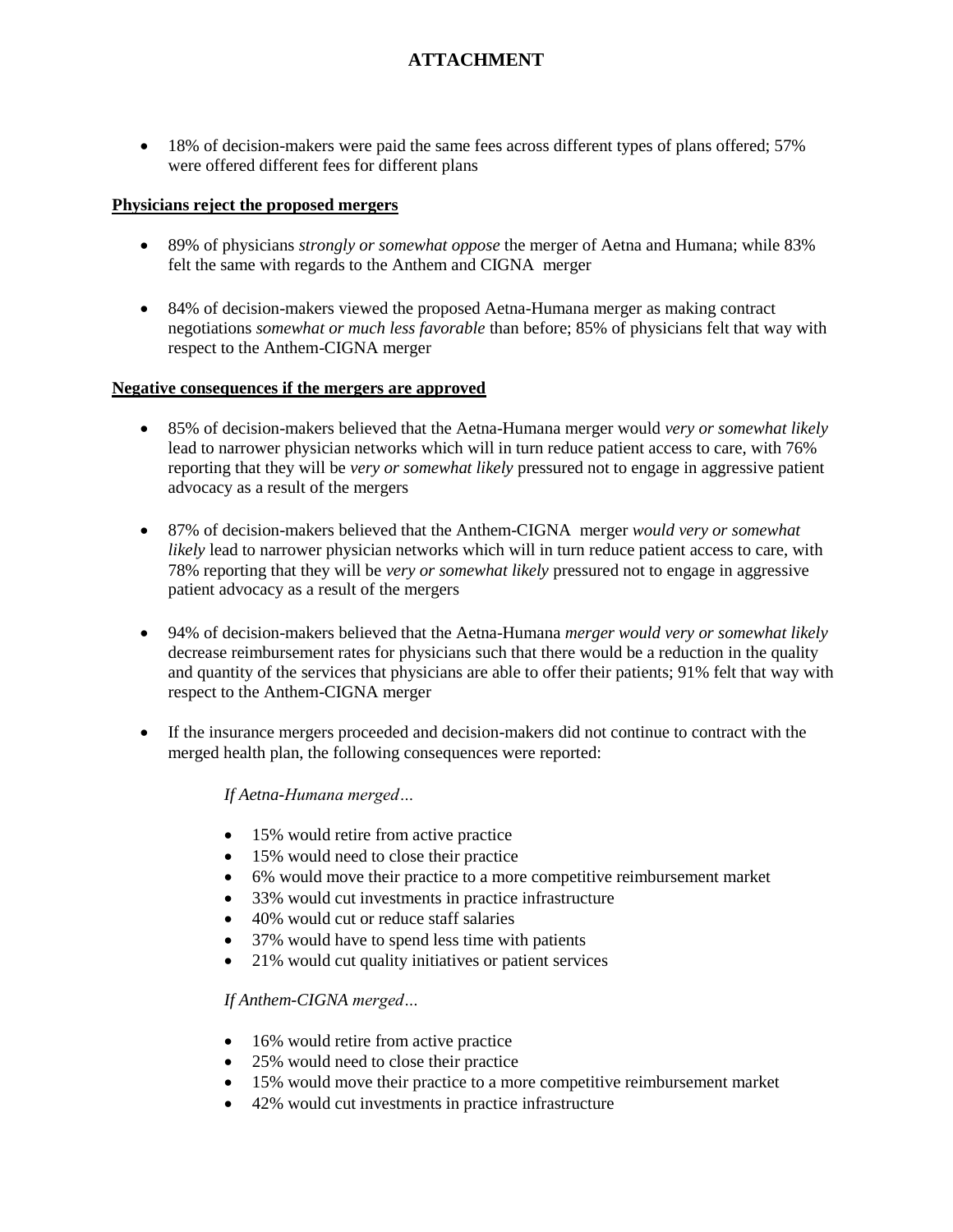**ATTACHMENT**

- 18% of decision-makers were paid the same fees across different types of plans offered; 57% were offered different fees for different plans

**<u>Physicians reject the proposed mergers</u>**

- 89% of physicians *strongly or somewhat oppose* the merger of Aetna and Humana; while 83% felt the same with regards to the Anthem and CIGNA merger

- 84% of decision-makers viewed the proposed Aetna-Humana merger as making contract negotiations *somewhat or much less favorable* than before; 85% of physicians felt that way with respect to the Anthem-CIGNA merger

**<u>Negative consequences if the mergers are approved</u>**

- 85% of decision-makers believed that the Aetna-Humana merger would *very or somewhat likely* lead to narrower physician networks which will in turn reduce patient access to care, with 76% reporting that they will be *very or somewhat likely* pressured not to engage in aggressive patient advocacy as a result of the mergers

- 87% of decision-makers believed that the Anthem-CIGNA merger *would very or somewhat likely* lead to narrower physician networks which will in turn reduce patient access to care, with 78% reporting that they will be *very or somewhat likely* pressured not to engage in aggressive patient advocacy as a result of the mergers

- 94% of decision-makers believed that the Aetna-Humana *merger would very or somewhat likely* decrease reimbursement rates for physicians such that there would be a reduction in the quality and quantity of the services that physicians are able to offer their patients; 91% felt that way with respect to the Anthem-CIGNA merger

- If the insurance mergers proceeded and decision-makers did not continue to contract with the merged health plan, the following consequences were reported:

  *If Aetna-Humana merged…*

  - 15% would retire from active practice
  - 15% would need to close their practice
  - 6% would move their practice to a more competitive reimbursement market
  - 33% would cut investments in practice infrastructure
  - 40% would cut or reduce staff salaries
  - 37% would have to spend less time with patients
  - 21% would cut quality initiatives or patient services

  *If Anthem-CIGNA merged…*

  - 16% would retire from active practice
  - 25% would need to close their practice
  - 15% would move their practice to a more competitive reimbursement market
  - 42% would cut investments in practice infrastructure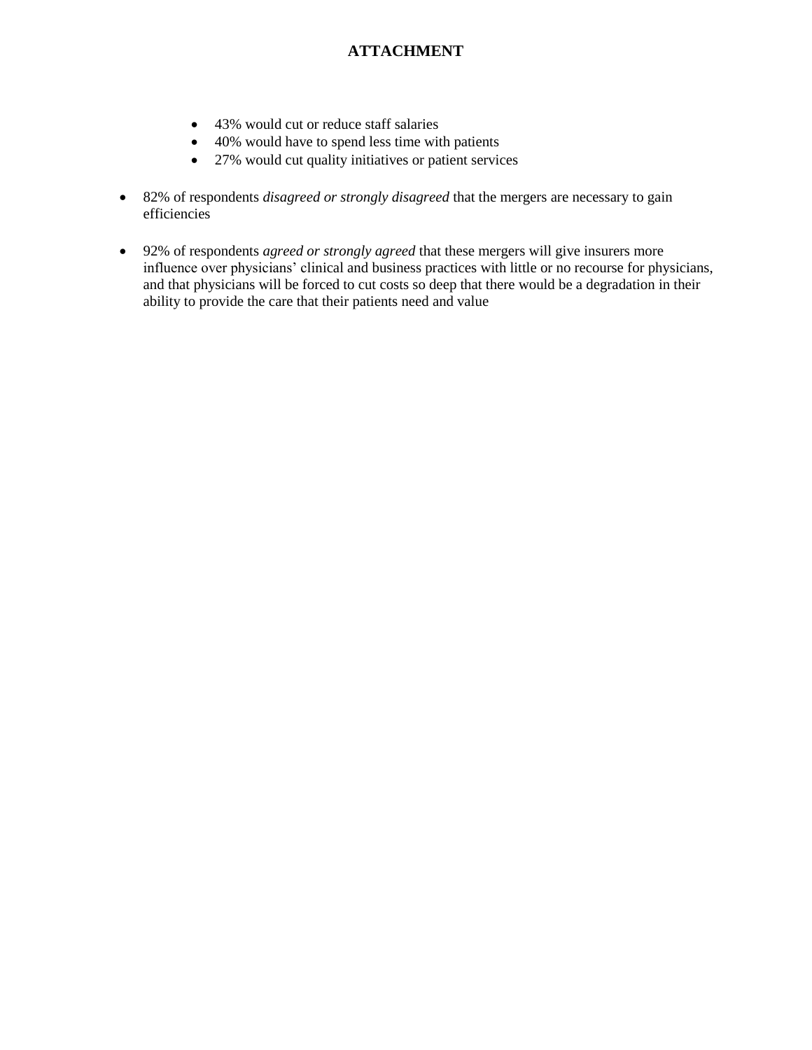**ATTACHMENT**

  - 43% would cut or reduce staff salaries
  - 40% would have to spend less time with patients
  - 27% would cut quality initiatives or patient services

- 82% of respondents *disagreed or strongly disagreed* that the mergers are necessary to gain efficiencies

- 92% of respondents *agreed or strongly agreed* that these mergers will give insurers more influence over physicians' clinical and business practices with little or no recourse for physicians, and that physicians will be forced to cut costs so deep that there would be a degradation in their ability to provide the care that their patients need and value